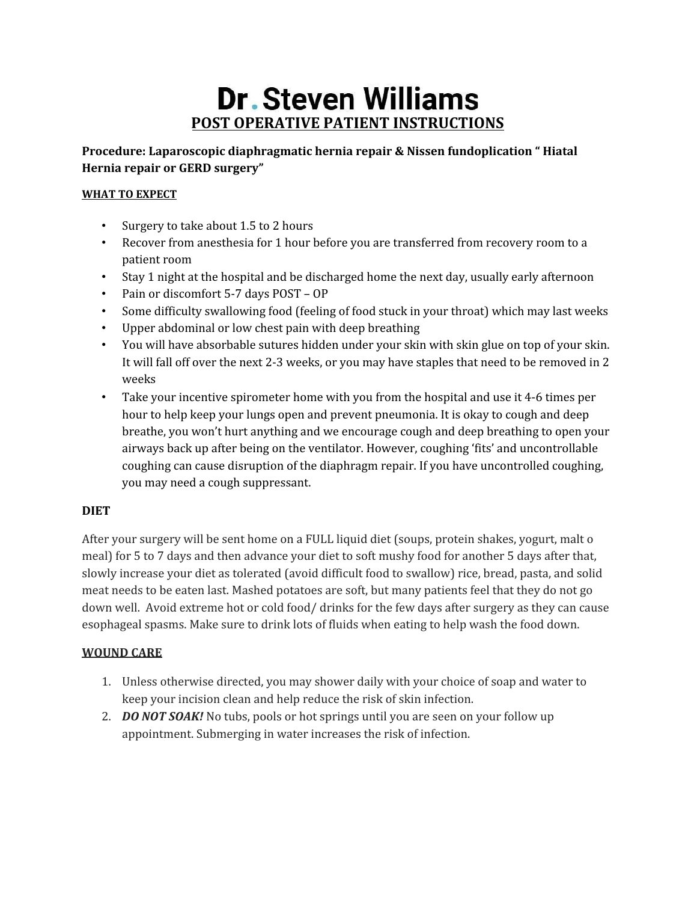# Dr. Steven Williams

## POST OPERATIVE PATIENT INSTRUCTIONS

**Procedure: Laparoscopic diaphragmatic hernia repair & Nissen fundoplication " Hiatal Hernia repair or GERD surgery"**

### WHAT TO EXPECT

- Surgery to take about 1.5 to 2 hours
- Recover from anesthesia for 1 hour before you are transferred from recovery room to a patient room
- Stay 1 night at the hospital and be discharged home the next day, usually early afternoon
- Pain or discomfort 5-7 days POST – OP
- Some difficulty swallowing food (feeling of food stuck in your throat) which may last weeks
- Upper abdominal or low chest pain with deep breathing
- You will have absorbable sutures hidden under your skin with skin glue on top of your skin. It will fall off over the next 2-3 weeks, or you may have staples that need to be removed in 2 weeks
- Take your incentive spirometer home with you from the hospital and use it 4-6 times per hour to help keep your lungs open and prevent pneumonia. It is okay to cough and deep breathe, you won't hurt anything and we encourage cough and deep breathing to open your airways back up after being on the ventilator. However, coughing 'fits' and uncontrollable coughing can cause disruption of the diaphragm repair. If you have uncontrolled coughing, you may need a cough suppressant.

### DIET

After your surgery will be sent home on a FULL liquid diet (soups, protein shakes, yogurt, malt o meal) for 5 to 7 days and then advance your diet to soft mushy food for another 5 days after that, slowly increase your diet as tolerated (avoid difficult food to swallow) rice, bread, pasta, and solid meat needs to be eaten last. Mashed potatoes are soft, but many patients feel that they do not go down well. Avoid extreme hot or cold food/ drinks for the few days after surgery as they can cause esophageal spasms. Make sure to drink lots of fluids when eating to help wash the food down.

### WOUND CARE

1. Unless otherwise directed, you may shower daily with your choice of soap and water to keep your incision clean and help reduce the risk of skin infection.
2. ***DO NOT SOAK!*** No tubs, pools or hot springs until you are seen on your follow up appointment. Submerging in water increases the risk of infection.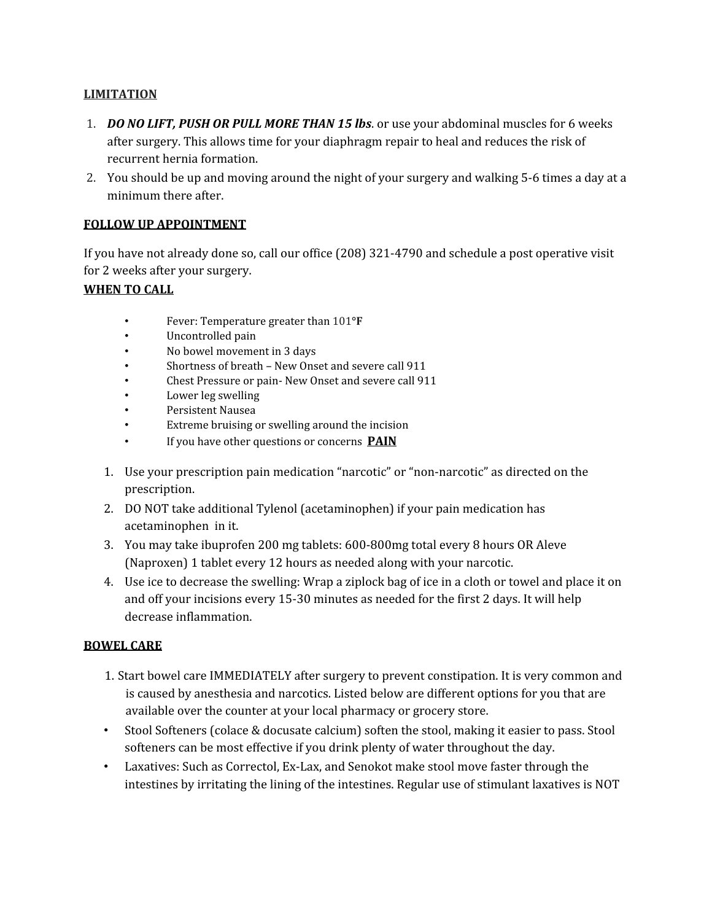**LIMITATION**

1. ***DO NO LIFT, PUSH OR PULL MORE THAN 15 lbs***. or use your abdominal muscles for 6 weeks after surgery. This allows time for your diaphragm repair to heal and reduces the risk of recurrent hernia formation.
2. You should be up and moving around the night of your surgery and walking 5-6 times a day at a minimum there after.

**FOLLOW UP APPOINTMENT**

If you have not already done so, call our office (208) 321-4790 and schedule a post operative visit for 2 weeks after your surgery.

**WHEN TO CALL**

- Fever: Temperature greater than 101°**F**
- Uncontrolled pain
- No bowel movement in 3 days
- Shortness of breath – New Onset and severe call 911
- Chest Pressure or pain- New Onset and severe call 911
- Lower leg swelling
- Persistent Nausea
- Extreme bruising or swelling around the incision
- If you have other questions or concerns **PAIN**

1. Use your prescription pain medication "narcotic" or "non-narcotic" as directed on the prescription.
2. DO NOT take additional Tylenol (acetaminophen) if your pain medication has acetaminophen in it.
3. You may take ibuprofen 200 mg tablets: 600-800mg total every 8 hours OR Aleve (Naproxen) 1 tablet every 12 hours as needed along with your narcotic.
4. Use ice to decrease the swelling: Wrap a ziplock bag of ice in a cloth or towel and place it on and off your incisions every 15-30 minutes as needed for the first 2 days. It will help decrease inflammation.

**BOWEL CARE**

1. Start bowel care IMMEDIATELY after surgery to prevent constipation. It is very common and is caused by anesthesia and narcotics. Listed below are different options for you that are available over the counter at your local pharmacy or grocery store.

- Stool Softeners (colace & docusate calcium) soften the stool, making it easier to pass. Stool softeners can be most effective if you drink plenty of water throughout the day.
- Laxatives: Such as Correctol, Ex-Lax, and Senokot make stool move faster through the intestines by irritating the lining of the intestines. Regular use of stimulant laxatives is NOT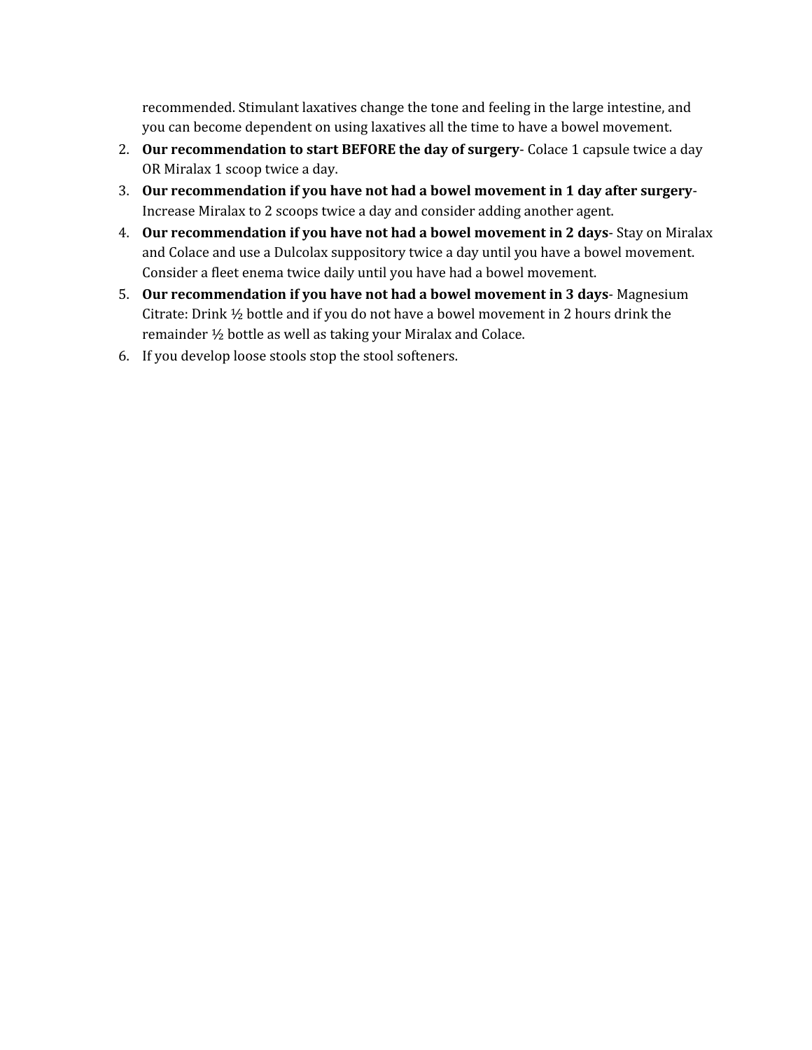recommended. Stimulant laxatives change the tone and feeling in the large intestine, and you can become dependent on using laxatives all the time to have a bowel movement.

2. **Our recommendation to start BEFORE the day of surgery**- Colace 1 capsule twice a day OR Miralax 1 scoop twice a day.
3. **Our recommendation if you have not had a bowel movement in 1 day after surgery**- Increase Miralax to 2 scoops twice a day and consider adding another agent.
4. **Our recommendation if you have not had a bowel movement in 2 days**- Stay on Miralax and Colace and use a Dulcolax suppository twice a day until you have a bowel movement. Consider a fleet enema twice daily until you have had a bowel movement.
5. **Our recommendation if you have not had a bowel movement in 3 days**- Magnesium Citrate: Drink ½ bottle and if you do not have a bowel movement in 2 hours drink the remainder ½ bottle as well as taking your Miralax and Colace.
6. If you develop loose stools stop the stool softeners.